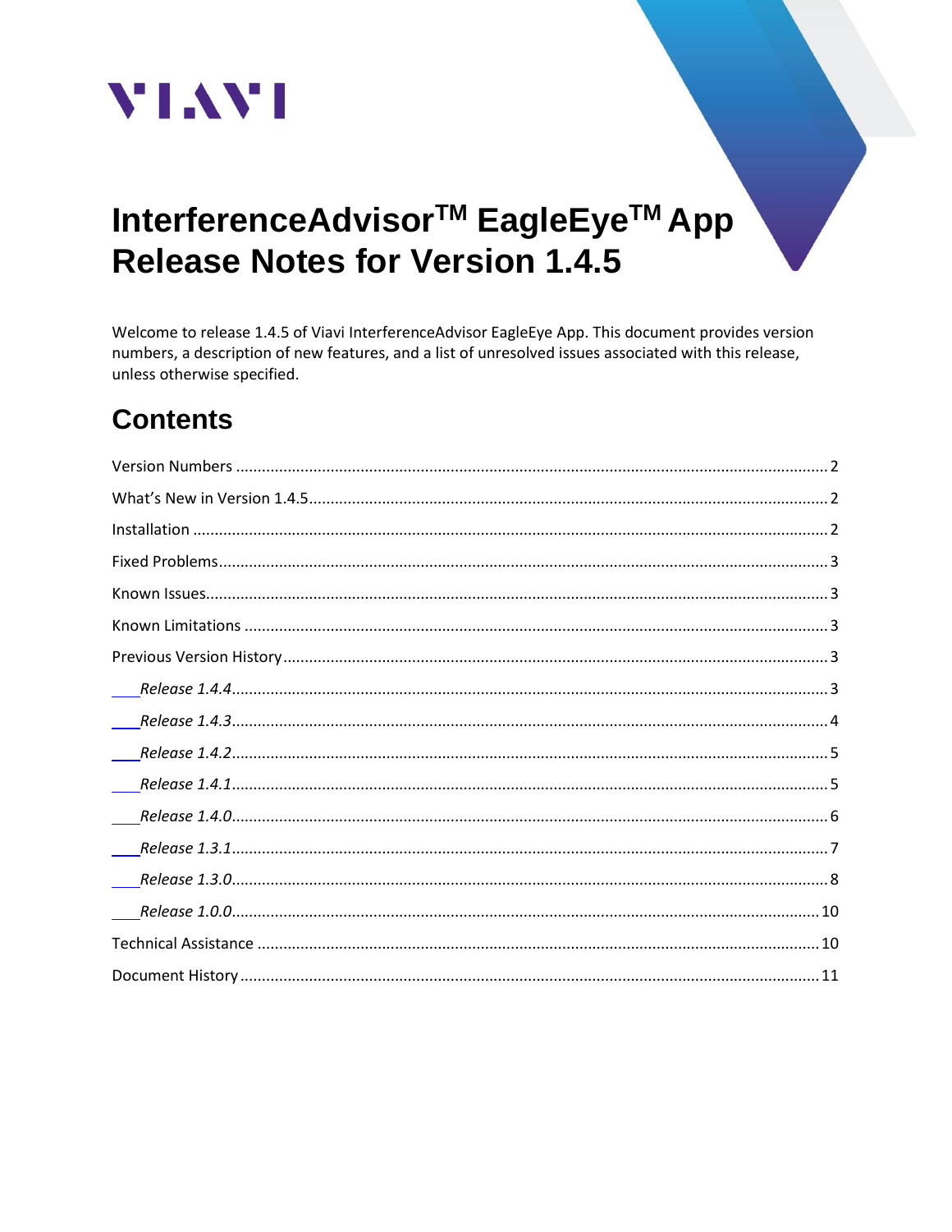# InterferenceAdvisor™ EagleEye™ App Release Notes for Version 1.4.5

Welcome to release 1.4.5 of Viavi InterferenceAdvisor EagleEye App. This document provides version numbers, a description of new features, and a list of unresolved issues associated with this release, unless otherwise specified.

## Contents

- Version Numbers ........ 2
- What's New in Version 1.4.5 ........ 2
- Installation ........ 2
- Fixed Problems ........ 3
- Known Issues ........ 3
- Known Limitations ........ 3
- Previous Version History ........ 3
  - *Release 1.4.4* ........ 3
  - *Release 1.4.3* ........ 4
  - *Release 1.4.2* ........ 5
  - *Release 1.4.1* ........ 5
  - *Release 1.4.0* ........ 6
  - *Release 1.3.1* ........ 7
  - *Release 1.3.0* ........ 8
  - *Release 1.0.0* ........ 10
- Technical Assistance ........ 10
- Document History ........ 11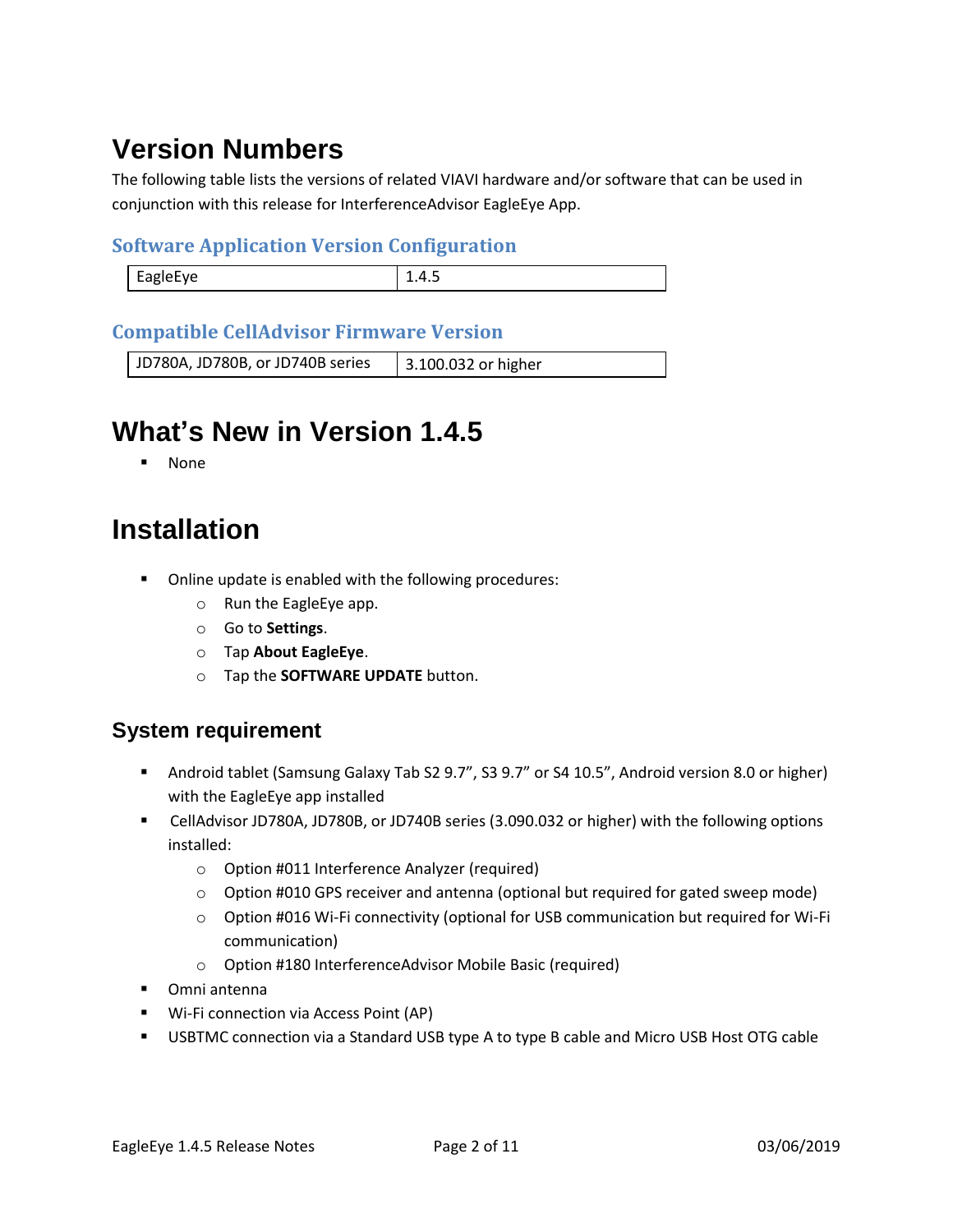# Version Numbers

The following table lists the versions of related VIAVI hardware and/or software that can be used in conjunction with this release for InterferenceAdvisor EagleEye App.

### Software Application Version Configuration

| EagleEye | 1.4.5 |
|---|---|

### Compatible CellAdvisor Firmware Version

| JD780A, JD780B, or JD740B series | 3.100.032 or higher |
|---|---|

# What's New in Version 1.4.5

- None

# Installation

- Online update is enabled with the following procedures:
  - Run the EagleEye app.
  - Go to **Settings**.
  - Tap **About EagleEye**.
  - Tap the **SOFTWARE UPDATE** button.

## System requirement

- Android tablet (Samsung Galaxy Tab S2 9.7", S3 9.7" or S4 10.5", Android version 8.0 or higher) with the EagleEye app installed
- CellAdvisor JD780A, JD780B, or JD740B series (3.090.032 or higher) with the following options installed:
  - Option #011 Interference Analyzer (required)
  - Option #010 GPS receiver and antenna (optional but required for gated sweep mode)
  - Option #016 Wi-Fi connectivity (optional for USB communication but required for Wi-Fi communication)
  - Option #180 InterferenceAdvisor Mobile Basic (required)
- Omni antenna
- Wi-Fi connection via Access Point (AP)
- USBTMC connection via a Standard USB type A to type B cable and Micro USB Host OTG cable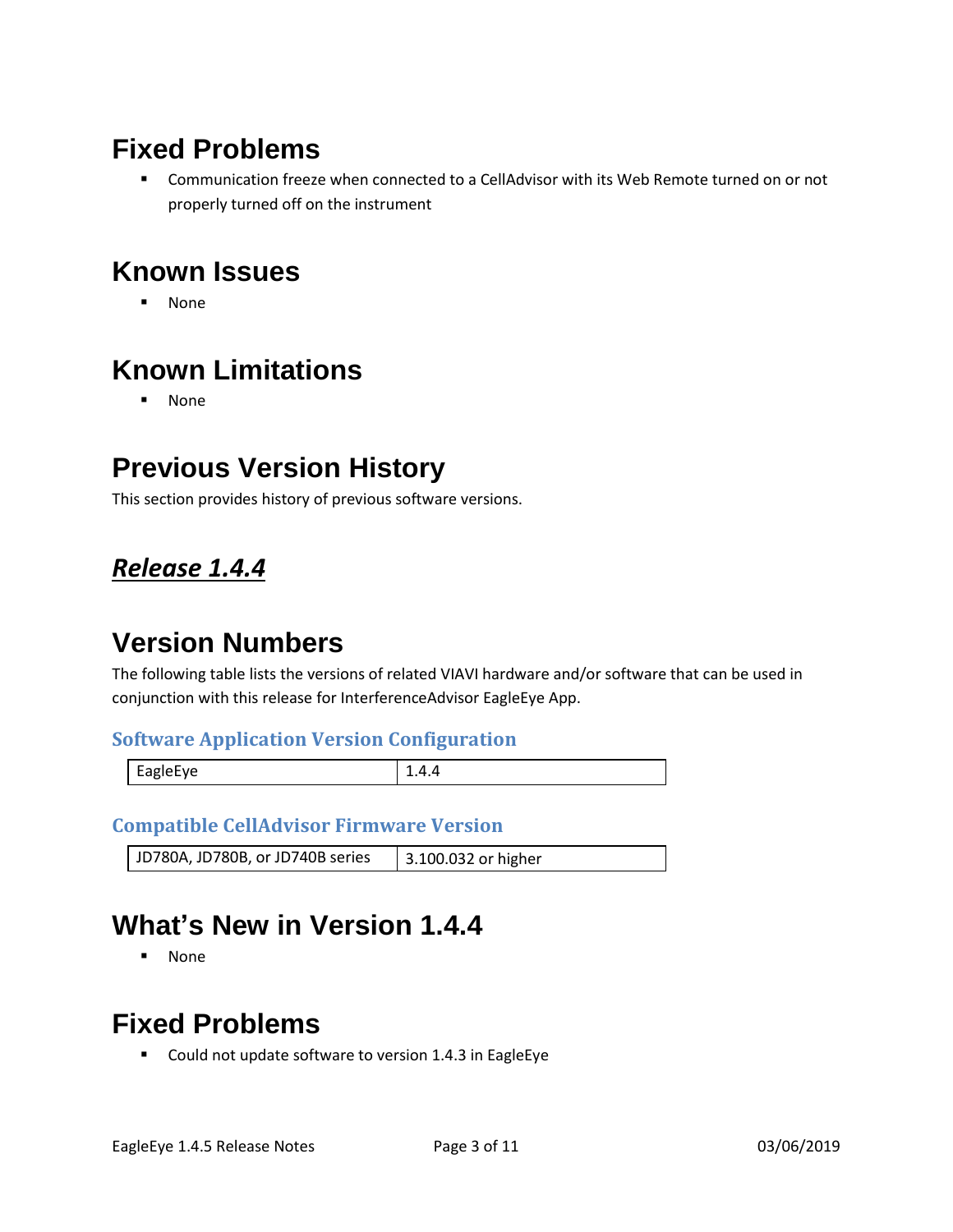# Fixed Problems

- Communication freeze when connected to a CellAdvisor with its Web Remote turned on or not properly turned off on the instrument

# Known Issues

- None

# Known Limitations

- None

# Previous Version History

This section provides history of previous software versions.

## ***Release 1.4.4***

# Version Numbers

The following table lists the versions of related VIAVI hardware and/or software that can be used in conjunction with this release for InterferenceAdvisor EagleEye App.

### Software Application Version Configuration

| EagleEye | 1.4.4 |
|---|---|

### Compatible CellAdvisor Firmware Version

| JD780A, JD780B, or JD740B series | 3.100.032 or higher |
|---|---|

# What's New in Version 1.4.4

- None

# Fixed Problems

- Could not update software to version 1.4.3 in EagleEye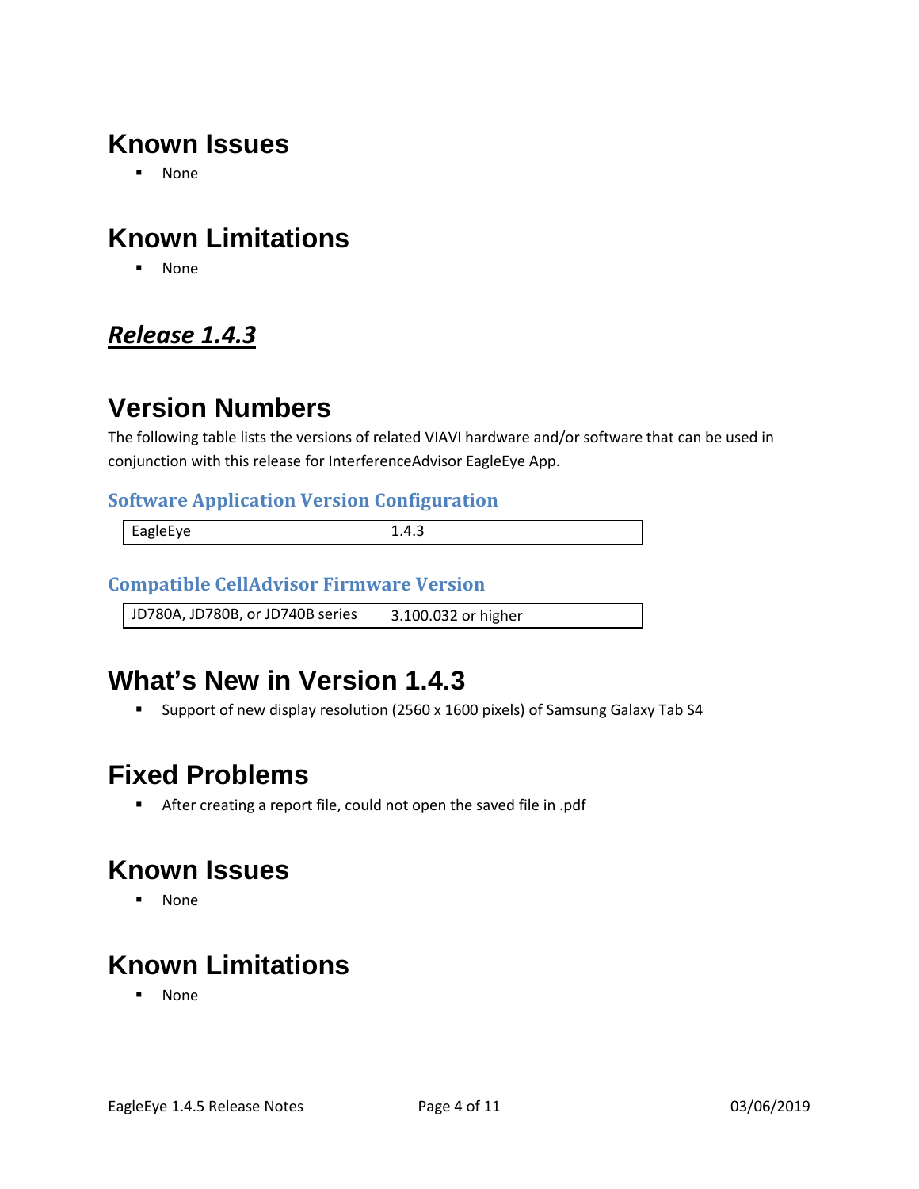# Known Issues

- None

# Known Limitations

- None

## ***Release 1.4.3***

# Version Numbers

The following table lists the versions of related VIAVI hardware and/or software that can be used in conjunction with this release for InterferenceAdvisor EagleEye App.

### Software Application Version Configuration

| EagleEye | 1.4.3 |
|---|---|

### Compatible CellAdvisor Firmware Version

| JD780A, JD780B, or JD740B series | 3.100.032 or higher |
|---|---|

# What's New in Version 1.4.3

- Support of new display resolution (2560 x 1600 pixels) of Samsung Galaxy Tab S4

# Fixed Problems

- After creating a report file, could not open the saved file in .pdf

# Known Issues

- None

# Known Limitations

- None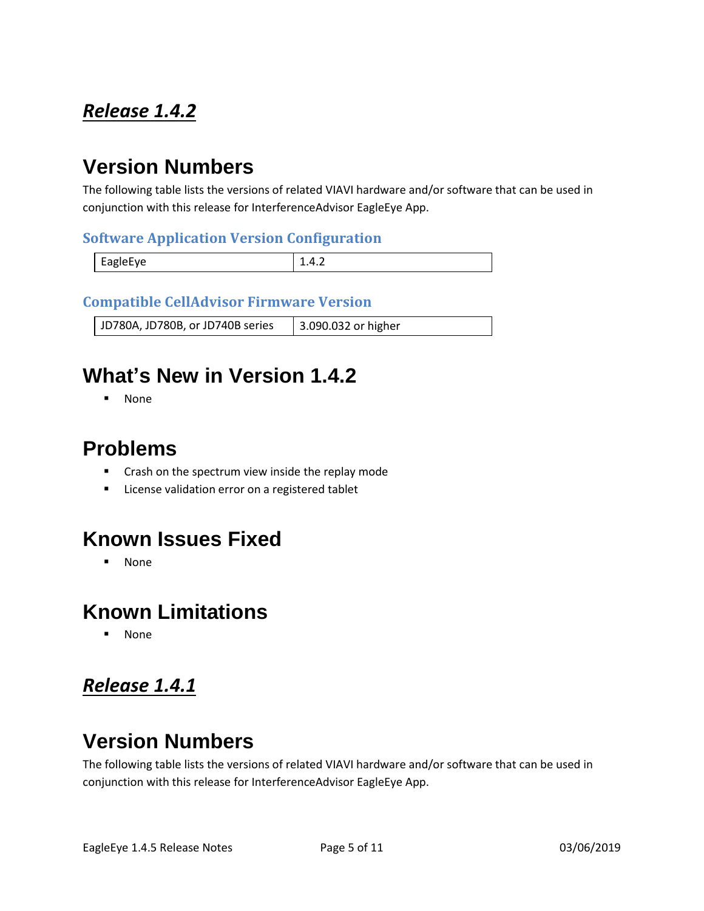## ***Release 1.4.2***

# Version Numbers

The following table lists the versions of related VIAVI hardware and/or software that can be used in conjunction with this release for InterferenceAdvisor EagleEye App.

### Software Application Version Configuration

| EagleEye | 1.4.2 |
|---|---|

### Compatible CellAdvisor Firmware Version

| JD780A, JD780B, or JD740B series | 3.090.032 or higher |
|---|---|

# What's New in Version 1.4.2

- None

# Problems

- Crash on the spectrum view inside the replay mode
- License validation error on a registered tablet

# Known Issues Fixed

- None

# Known Limitations

- None

## ***Release 1.4.1***

# Version Numbers

The following table lists the versions of related VIAVI hardware and/or software that can be used in conjunction with this release for InterferenceAdvisor EagleEye App.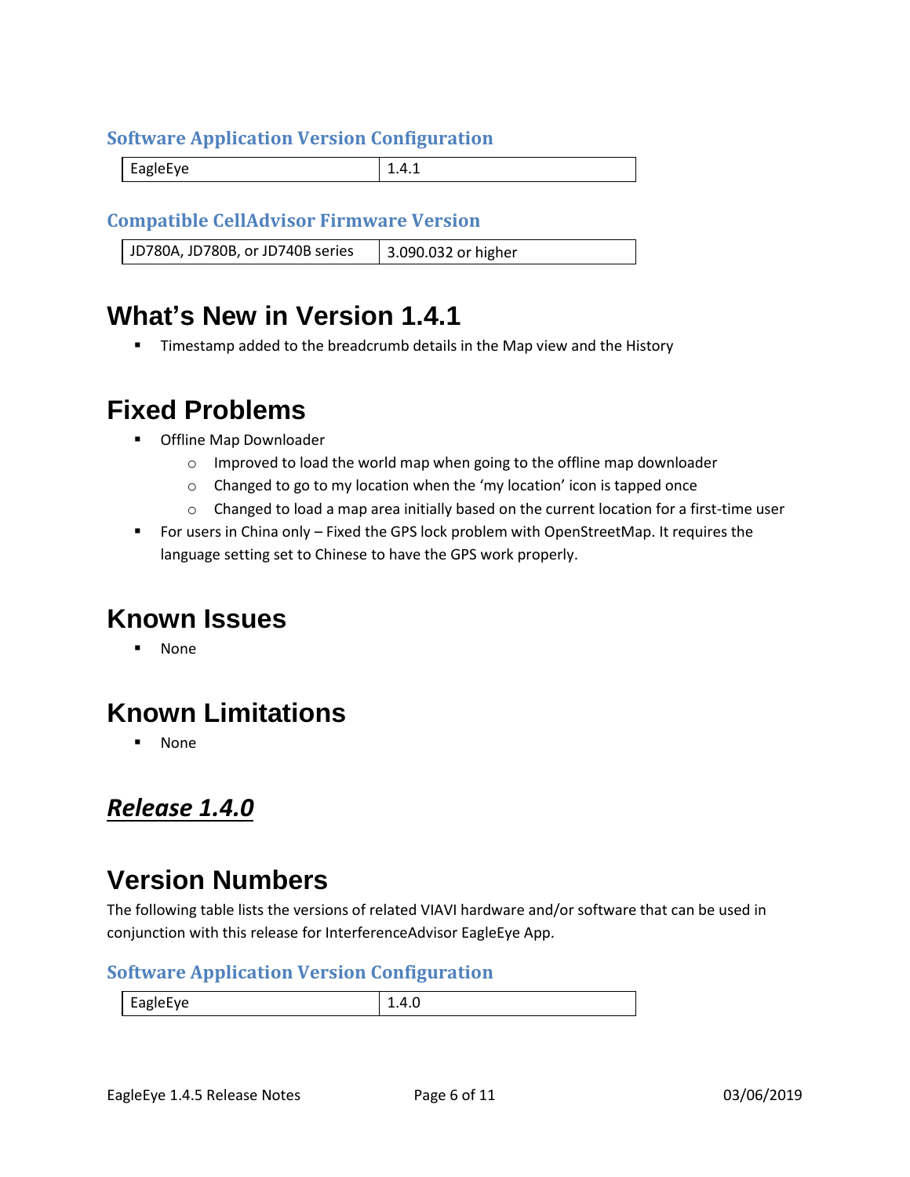### Software Application Version Configuration

| EagleEye | 1.4.1 |
|---|---|

### Compatible CellAdvisor Firmware Version

| JD780A, JD780B, or JD740B series | 3.090.032 or higher |
|---|---|

## What's New in Version 1.4.1

- Timestamp added to the breadcrumb details in the Map view and the History

## Fixed Problems

- Offline Map Downloader
  - Improved to load the world map when going to the offline map downloader
  - Changed to go to my location when the 'my location' icon is tapped once
  - Changed to load a map area initially based on the current location for a first-time user
- For users in China only – Fixed the GPS lock problem with OpenStreetMap. It requires the language setting set to Chinese to have the GPS work properly.

## Known Issues

- None

## Known Limitations

- None

# ***Release 1.4.0***

## Version Numbers

The following table lists the versions of related VIAVI hardware and/or software that can be used in conjunction with this release for InterferenceAdvisor EagleEye App.

### Software Application Version Configuration

| EagleEye | 1.4.0 |
|---|---|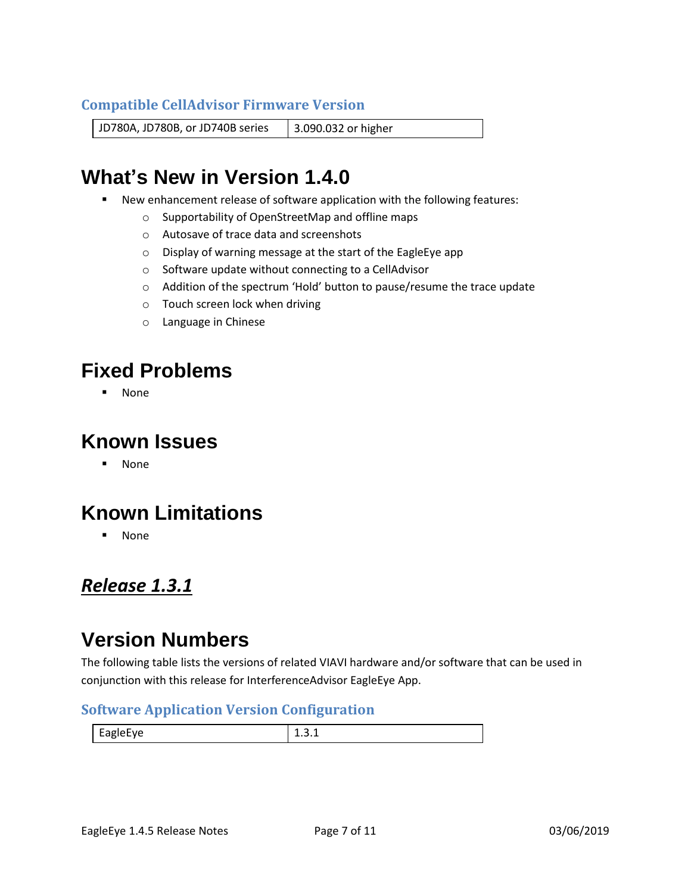### Compatible CellAdvisor Firmware Version

| JD780A, JD780B, or JD740B series | 3.090.032 or higher |
| --- | --- |

# What's New in Version 1.4.0

- New enhancement release of software application with the following features:
  - Supportability of OpenStreetMap and offline maps
  - Autosave of trace data and screenshots
  - Display of warning message at the start of the EagleEye app
  - Software update without connecting to a CellAdvisor
  - Addition of the spectrum 'Hold' button to pause/resume the trace update
  - Touch screen lock when driving
  - Language in Chinese

# Fixed Problems

- None

# Known Issues

- None

# Known Limitations

- None

## ***Release 1.3.1***

# Version Numbers

The following table lists the versions of related VIAVI hardware and/or software that can be used in conjunction with this release for InterferenceAdvisor EagleEye App.

### Software Application Version Configuration

| EagleEye | 1.3.1 |
| --- | --- |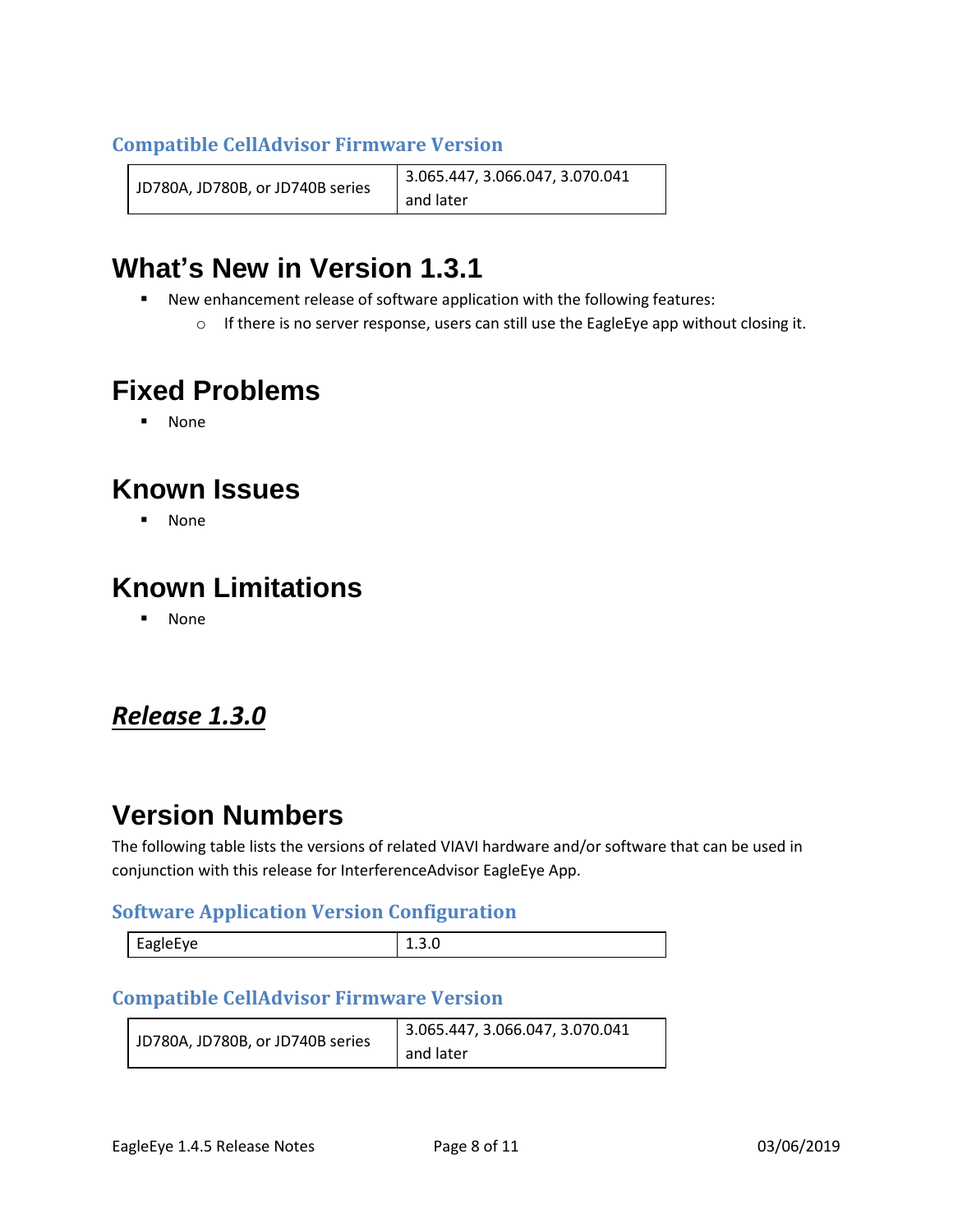### Compatible CellAdvisor Firmware Version

| JD780A, JD780B, or JD740B series | 3.065.447, 3.066.047, 3.070.041 and later |
|---|---|

# What's New in Version 1.3.1

- New enhancement release of software application with the following features:
  - If there is no server response, users can still use the EagleEye app without closing it.

# Fixed Problems

- None

# Known Issues

- None

# Known Limitations

- None

## ***Release 1.3.0***

# Version Numbers

The following table lists the versions of related VIAVI hardware and/or software that can be used in conjunction with this release for InterferenceAdvisor EagleEye App.

### Software Application Version Configuration

| EagleEye | 1.3.0 |
|---|---|

### Compatible CellAdvisor Firmware Version

| JD780A, JD780B, or JD740B series | 3.065.447, 3.066.047, 3.070.041 and later |
|---|---|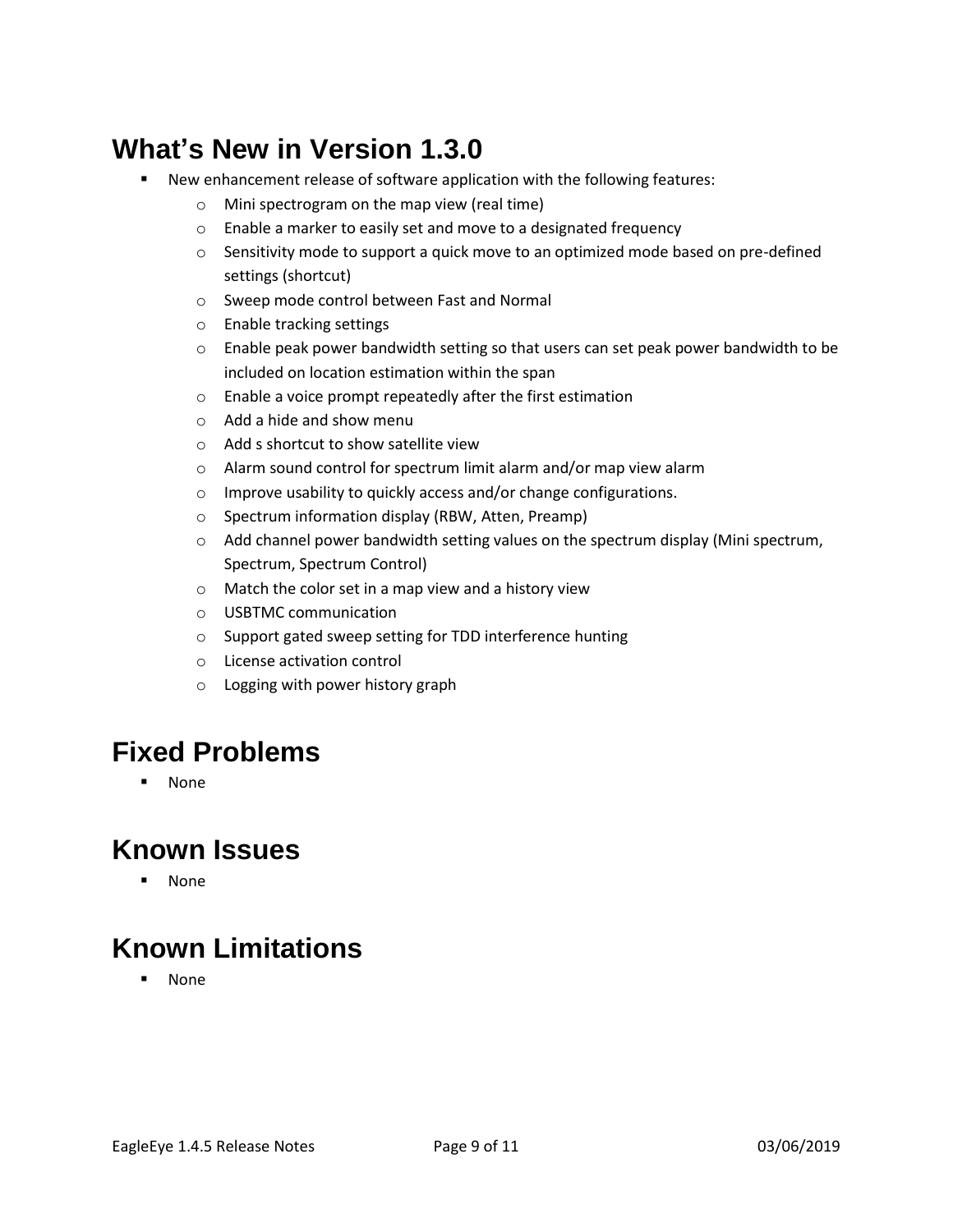## What's New in Version 1.3.0

- New enhancement release of software application with the following features:
  - Mini spectrogram on the map view (real time)
  - Enable a marker to easily set and move to a designated frequency
  - Sensitivity mode to support a quick move to an optimized mode based on pre-defined settings (shortcut)
  - Sweep mode control between Fast and Normal
  - Enable tracking settings
  - Enable peak power bandwidth setting so that users can set peak power bandwidth to be included on location estimation within the span
  - Enable a voice prompt repeatedly after the first estimation
  - Add a hide and show menu
  - Add s shortcut to show satellite view
  - Alarm sound control for spectrum limit alarm and/or map view alarm
  - Improve usability to quickly access and/or change configurations.
  - Spectrum information display (RBW, Atten, Preamp)
  - Add channel power bandwidth setting values on the spectrum display (Mini spectrum, Spectrum, Spectrum Control)
  - Match the color set in a map view and a history view
  - USBTMC communication
  - Support gated sweep setting for TDD interference hunting
  - License activation control
  - Logging with power history graph

## Fixed Problems

- None

## Known Issues

- None

## Known Limitations

- None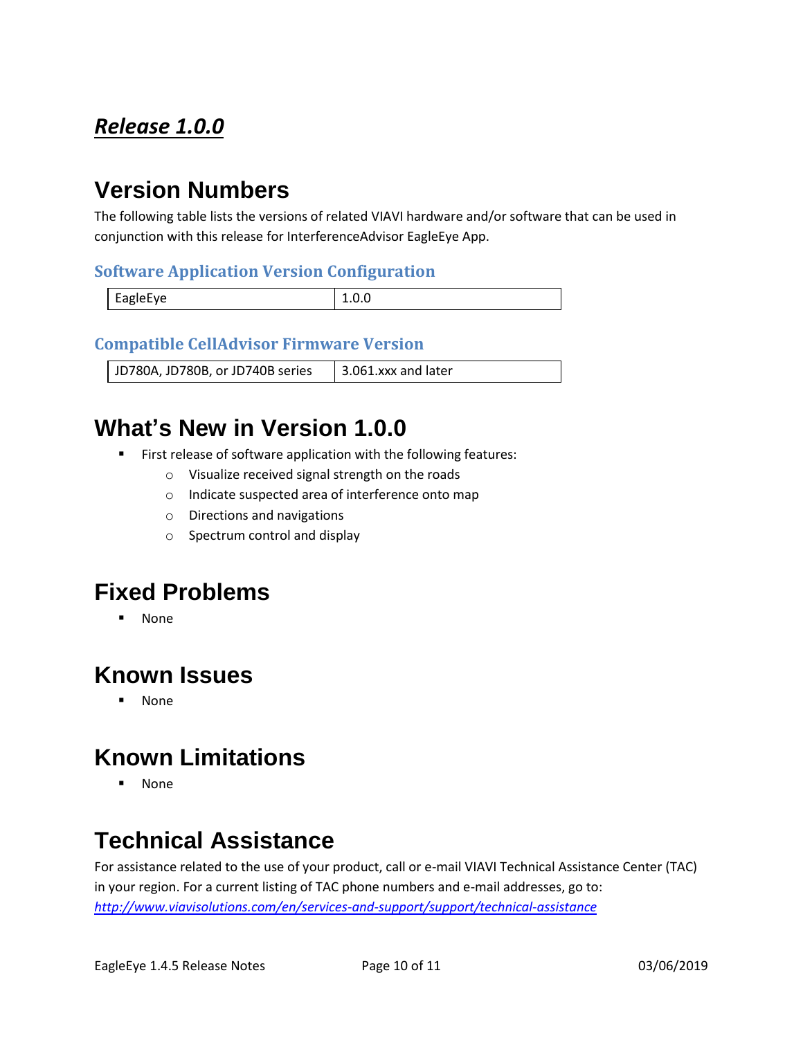## ***Release 1.0.0***

# Version Numbers

The following table lists the versions of related VIAVI hardware and/or software that can be used in conjunction with this release for InterferenceAdvisor EagleEye App.

### Software Application Version Configuration

| EagleEye | 1.0.0 |
|---|---|

### Compatible CellAdvisor Firmware Version

| JD780A, JD780B, or JD740B series | 3.061.xxx and later |
|---|---|

# What's New in Version 1.0.0

- First release of software application with the following features:
  - Visualize received signal strength on the roads
  - Indicate suspected area of interference onto map
  - Directions and navigations
  - Spectrum control and display

# Fixed Problems

- None

# Known Issues

- None

# Known Limitations

- None

# Technical Assistance

For assistance related to the use of your product, call or e-mail VIAVI Technical Assistance Center (TAC) in your region. For a current listing of TAC phone numbers and e-mail addresses, go to: *http://www.viavisolutions.com/en/services-and-support/support/technical-assistance*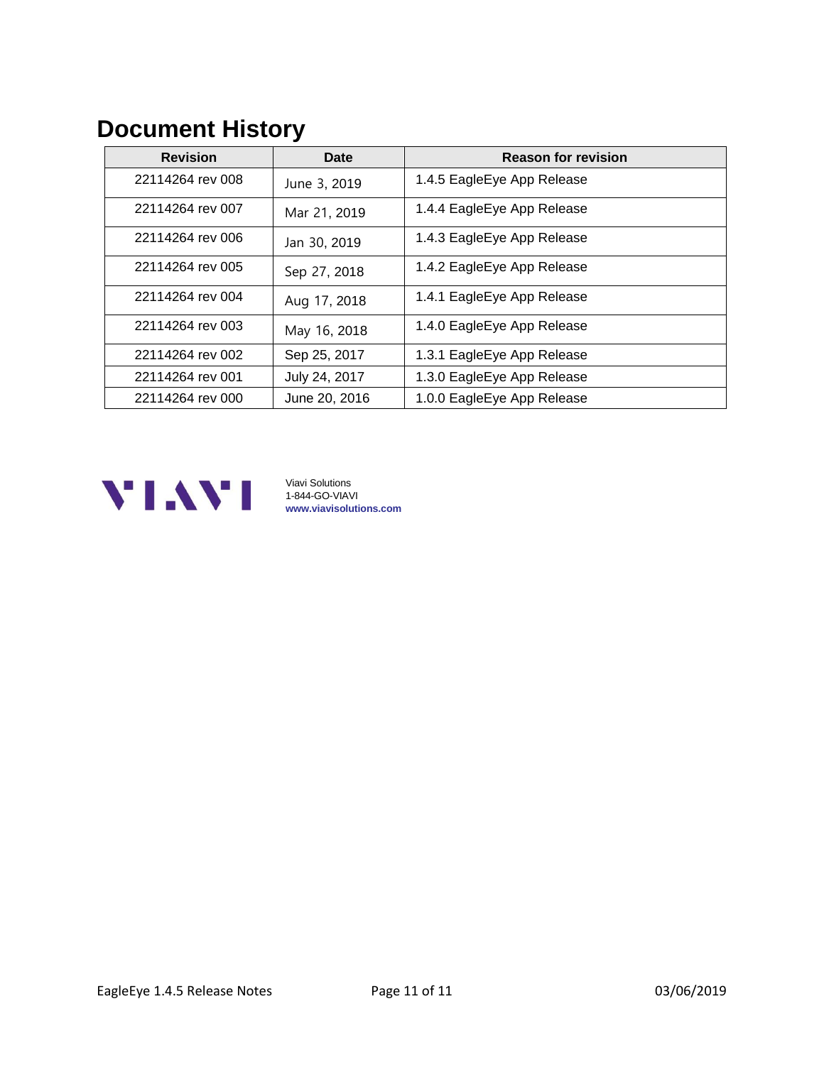# Document History

| Revision | Date | Reason for revision |
|---|---|---|
| 22114264 rev 008 | June 3, 2019 | 1.4.5 EagleEye App Release |
| 22114264 rev 007 | Mar 21, 2019 | 1.4.4 EagleEye App Release |
| 22114264 rev 006 | Jan 30, 2019 | 1.4.3 EagleEye App Release |
| 22114264 rev 005 | Sep 27, 2018 | 1.4.2 EagleEye App Release |
| 22114264 rev 004 | Aug 17, 2018 | 1.4.1 EagleEye App Release |
| 22114264 rev 003 | May 16, 2018 | 1.4.0 EagleEye App Release |
| 22114264 rev 002 | Sep 25, 2017 | 1.3.1 EagleEye App Release |
| 22114264 rev 001 | July 24, 2017 | 1.3.0 EagleEye App Release |
| 22114264 rev 000 | June 20, 2016 | 1.0.0 EagleEye App Release |

VIAVI

Viavi Solutions
1-844-GO-VIAVI
**www.viavisolutions.com**